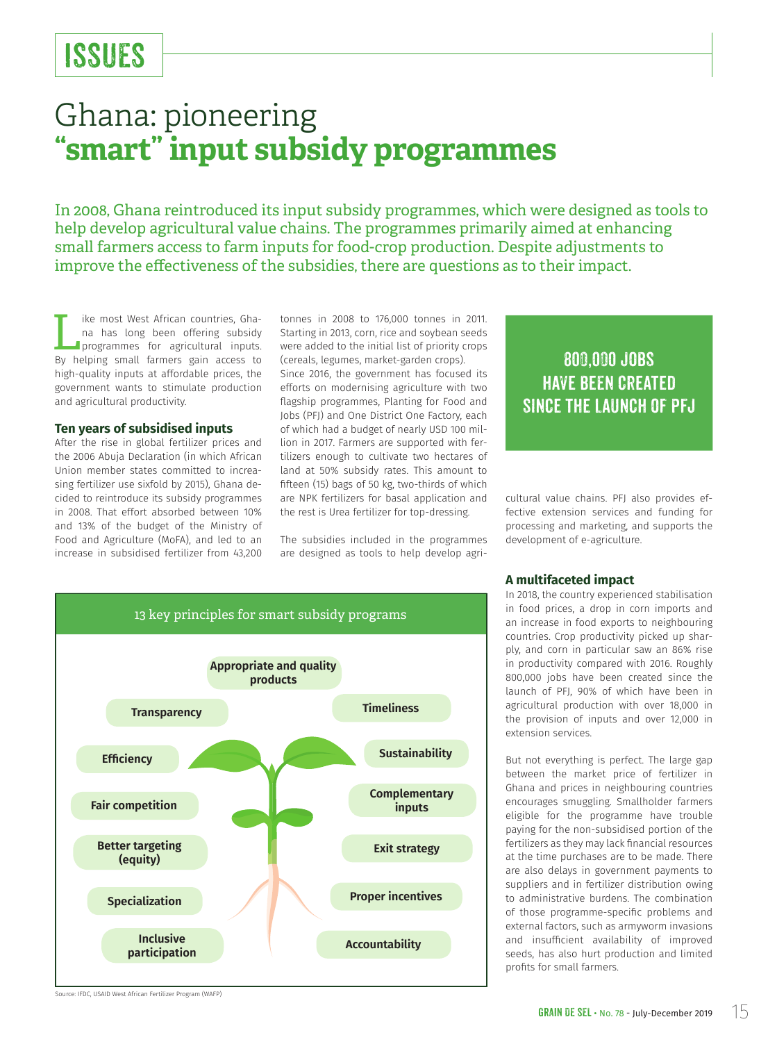# ISSUES

# Ghana: pioneering **"smart" input subsidy programmes**

In 2008, Ghana reintroduced its input subsidy programmes, which were designed as tools to help develop agricultural value chains. The programmes primarily aimed at enhancing small farmers access to farm inputs for food-crop production. Despite adjustments to improve the effectiveness of the subsidies, there are questions as to their impact.

Like most West African countries, Ghana has long been offering subsidy programmes for agricultural inputs. By helping small farmers gain access to high-quality inputs at affordable prices, the government wants to stimulate production and agricultural productivity.

### Ten years of subsidised inputs

After the rise in global fertilizer prices and the 2006 Abuja Declaration (in which African Union member states committed to increasing fertilizer use sixfold by 2015), Ghana decided to reintroduce its subsidy programmes in 2008. That effort absorbed between 10% and 13% of the budget of the Ministry of Food and Agriculture (MoFA), and led to an increase in subsidised fertilizer from 43,200 tonnes in 2008 to 176,000 tonnes in 2011. Starting in 2013, corn, rice and soybean seeds were added to the initial list of priority crops (cereals, legumes, market-garden crops).

Since 2016, the government has focused its efforts on modernising agriculture with two flagship programmes, Planting for Food and Jobs (PFJ) and One District One Factory, each of which had a budget of nearly USD 100 million in 2017. Farmers are supported with fertilizers enough to cultivate two hectares of land at 50% subsidy rates. This amount to fifteen (15) bags of 50 kg, two-thirds of which are NPK fertilizers for basal application and the rest is Urea fertilizer for top-dressing.

The subsidies included in the programmes are designed as tools to help develop agricultural value chains. PFJ also provides effective extension services and funding for processing and marketing, and supports the development of e-agriculture.

> **800,000 JOBS HAVE BEEN CREATED SINCE THE LAUNCH OF PFJ**

**13 key principles for smart subsidy programs**

- Appropriate and quality products
- Transparency
- Timeliness
- Efficiency
- Sustainability
- Fair competition
- Complementary inputs
- Better targeting (equity)
- Exit strategy
- Specialization
- Proper incentives
- Inclusive participation
- Accountability

Source: IFDC, USAID West African Fertilizer Program (WAFP)

### A multifaceted impact

In 2018, the country experienced stabilisation in food prices, a drop in corn imports and an increase in food exports to neighbouring countries. Crop productivity picked up sharply, and corn in particular saw an 86% rise in productivity compared with 2016. Roughly 800,000 jobs have been created since the launch of PFJ, 90% of which have been in agricultural production with over 18,000 in the provision of inputs and over 12,000 in extension services.

But not everything is perfect. The large gap between the market price of fertilizer in Ghana and prices in neighbouring countries encourages smuggling. Smallholder farmers eligible for the programme have trouble paying for the non-subsidised portion of the fertilizers as they may lack financial resources at the time purchases are to be made. There are also delays in government payments to suppliers and in fertilizer distribution owing to administrative burdens. The combination of those programme-specific problems and external factors, such as armyworm invasions and insufficient availability of improved seeds, has also hurt production and limited profits for small farmers.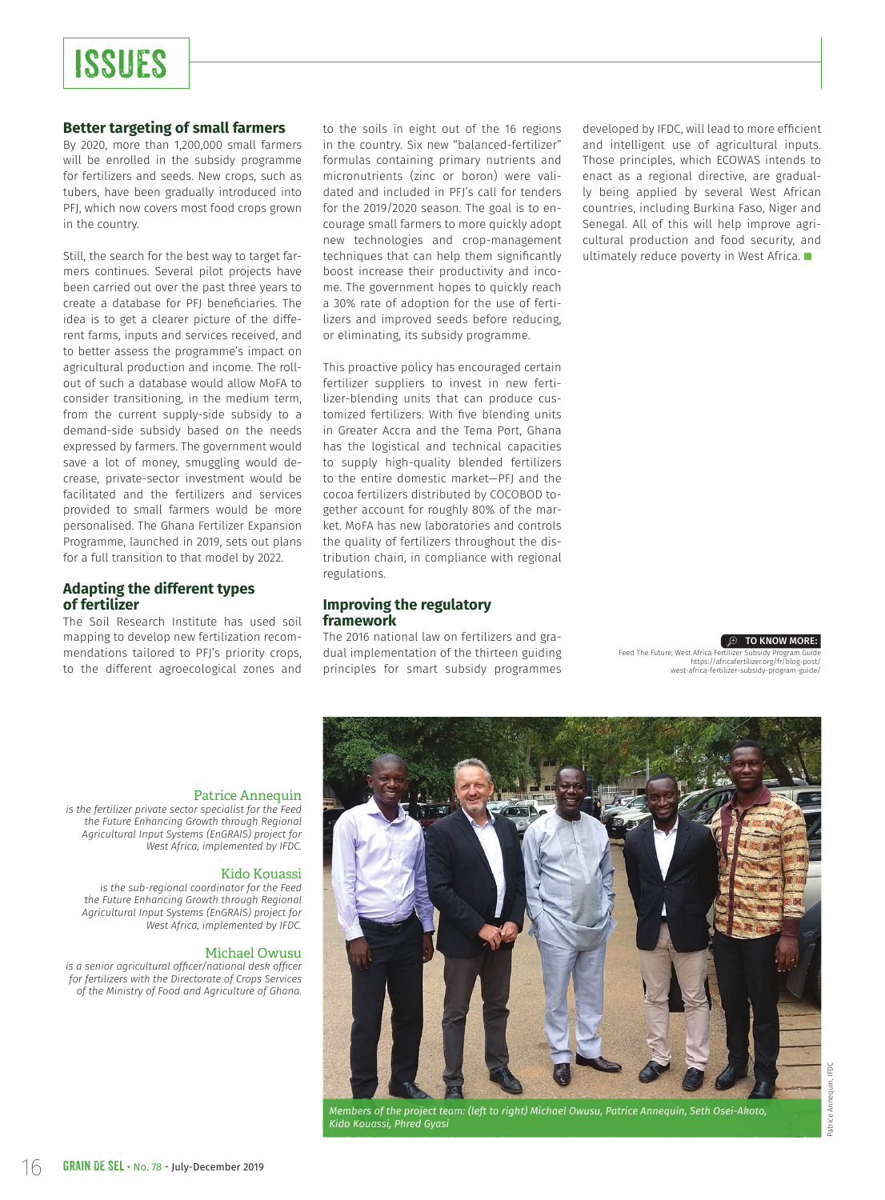## Better targeting of small farmers

By 2020, more than 1,200,000 small farmers will be enrolled in the subsidy programme for fertilizers and seeds. New crops, such as tubers, have been gradually introduced into PFJ, which now covers most food crops grown in the country.

Still, the search for the best way to target farmers continues. Several pilot projects have been carried out over the past three years to create a database for PFJ beneficiaries. The idea is to get a clearer picture of the different farms, inputs and services received, and to better assess the programme's impact on agricultural production and income. The rollout of such a database would allow MoFA to consider transitioning, in the medium term, from the current supply-side subsidy to a demand-side subsidy based on the needs expressed by farmers. The government would save a lot of money, smuggling would decrease, private-sector investment would be facilitated and the fertilizers and services provided to small farmers would be more personalised. The Ghana Fertilizer Expansion Programme, launched in 2019, sets out plans for a full transition to that model by 2022.

## Adapting the different types of fertilizer

The Soil Research Institute has used soil mapping to develop new fertilization recommendations tailored to PFJ's priority crops, to the different agroecological zones and to the soils in eight out of the 16 regions in the country. Six new "balanced-fertilizer" formulas containing primary nutrients and micronutrients (zinc or boron) were validated and included in PFJ's call for tenders for the 2019/2020 season. The goal is to encourage small farmers to more quickly adopt new technologies and crop-management techniques that can help them significantly boost increase their productivity and income. The government hopes to quickly reach a 30% rate of adoption for the use of fertilizers and improved seeds before reducing, or eliminating, its subsidy programme.

This proactive policy has encouraged certain fertilizer suppliers to invest in new fertilizer-blending units that can produce customized fertilizers. With five blending units in Greater Accra and the Tema Port, Ghana has the logistical and technical capacities to supply high-quality blended fertilizers to the entire domestic market—PFJ and the cocoa fertilizers distributed by COCOBOD together account for roughly 80% of the market. MoFA has new laboratories and controls the quality of fertilizers throughout the distribution chain, in compliance with regional regulations.

## Improving the regulatory framework

The 2016 national law on fertilizers and gradual implementation of the thirteen guiding principles for smart subsidy programmes developed by IFDC, will lead to more efficient and intelligent use of agricultural inputs. Those principles, which ECOWAS intends to enact as a regional directive, are gradually being applied by several West African countries, including Burkina Faso, Niger and Senegal. All of this will help improve agricultural production and food security, and ultimately reduce poverty in West Africa. ■

**TO KNOW MORE:**
Feed The Future, West Africa Fertilizer Subsidy Program Guide
https://africafertilizer.org/fr/blog-post/west-africa-fertilizer-subsidy-program-guide/

**Patrice Annequin**
*is the fertilizer private sector specialist for the Feed the Future Enhancing Growth through Regional Agricultural Input Systems (EnGRAIS) project for West Africa, implemented by IFDC.*

**Kido Kouassi**
*is the sub-regional coordinator for the Feed the Future Enhancing Growth through Regional Agricultural Input Systems (EnGRAIS) project for West Africa, implemented by IFDC.*

**Michael Owusu**
*is a senior agricultural officer/national desk officer for fertilizers with the Directorate of Crops Services of the Ministry of Food and Agriculture of Ghana.*

*Members of the project team: (left to right) Michael Owusu, Patrice Annequin, Seth Osei-Akoto, Kido Kouassi, Phred Gyasi*

Patrice Annequin, IFDC